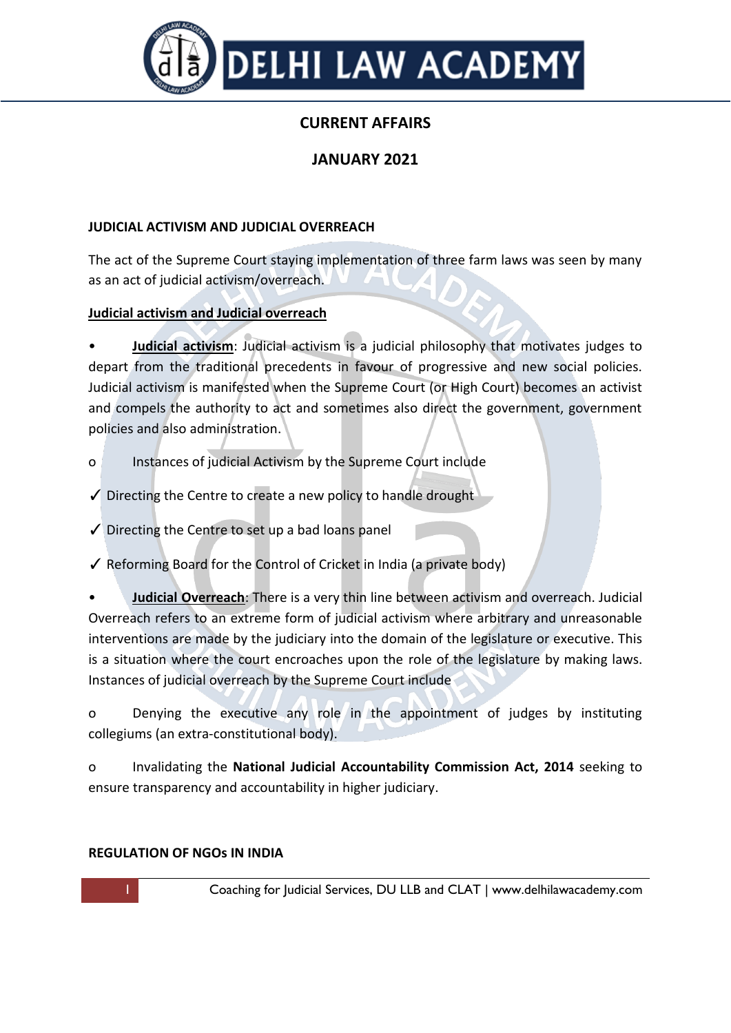# CURRENT AFFAIRS

## JANUARY 2021

### JUDICIAL ACTIVISM AND JUDICIAL OVERREACH

The act of the Supreme Court staying implementation of three farm laws was seen by many as an act of judicial activism/overreach.

**Judicial activism and Judicial overreach**

- **Judicial activism**: Judicial activism is a judicial philosophy that motivates judges to depart from the traditional precedents in favour of progressive and new social policies. Judicial activism is manifested when the Supreme Court (or High Court) becomes an activist and compels the authority to act and sometimes also direct the government, government policies and also administration.

  - Instances of judicial Activism by the Supreme Court include

✓ Directing the Centre to create a new policy to handle drought

✓ Directing the Centre to set up a bad loans panel

✓ Reforming Board for the Control of Cricket in India (a private body)

- **Judicial Overreach**: There is a very thin line between activism and overreach. Judicial Overreach refers to an extreme form of judicial activism where arbitrary and unreasonable interventions are made by the judiciary into the domain of the legislature or executive. This is a situation where the court encroaches upon the role of the legislature by making laws. Instances of judicial overreach by the Supreme Court include

  - Denying the executive any role in the appointment of judges by instituting collegiums (an extra-constitutional body).

  - Invalidating the **National Judicial Accountability Commission Act, 2014** seeking to ensure transparency and accountability in higher judiciary.

### REGULATION OF NGOs IN INDIA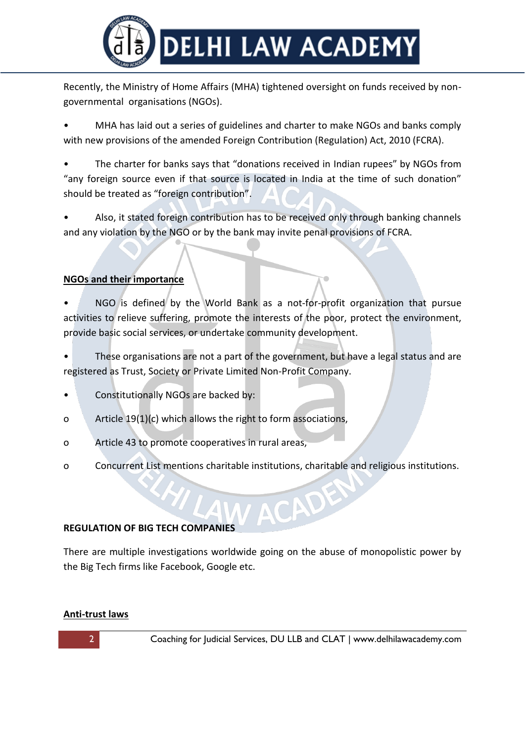Recently, the Ministry of Home Affairs (MHA) tightened oversight on funds received by non-governmental organisations (NGOs).

- MHA has laid out a series of guidelines and charter to make NGOs and banks comply with new provisions of the amended Foreign Contribution (Regulation) Act, 2010 (FCRA).
- The charter for banks says that "donations received in Indian rupees" by NGOs from "any foreign source even if that source is located in India at the time of such donation" should be treated as "foreign contribution".
- Also, it stated foreign contribution has to be received only through banking channels and any violation by the NGO or by the bank may invite penal provisions of FCRA.

**<u>NGOs and their importance</u>**

- NGO is defined by the World Bank as a not-for-profit organization that pursue activities to relieve suffering, promote the interests of the poor, protect the environment, provide basic social services, or undertake community development.
- These organisations are not a part of the government, but have a legal status and are registered as Trust, Society or Private Limited Non-Profit Company.
- Constitutionally NGOs are backed by:
    - Article 19(1)(c) which allows the right to form associations,
    - Article 43 to promote cooperatives in rural areas,
    - Concurrent List mentions charitable institutions, charitable and religious institutions.

**REGULATION OF BIG TECH COMPANIES**

There are multiple investigations worldwide going on the abuse of monopolistic power by the Big Tech firms like Facebook, Google etc.

**<u>Anti-trust laws</u>**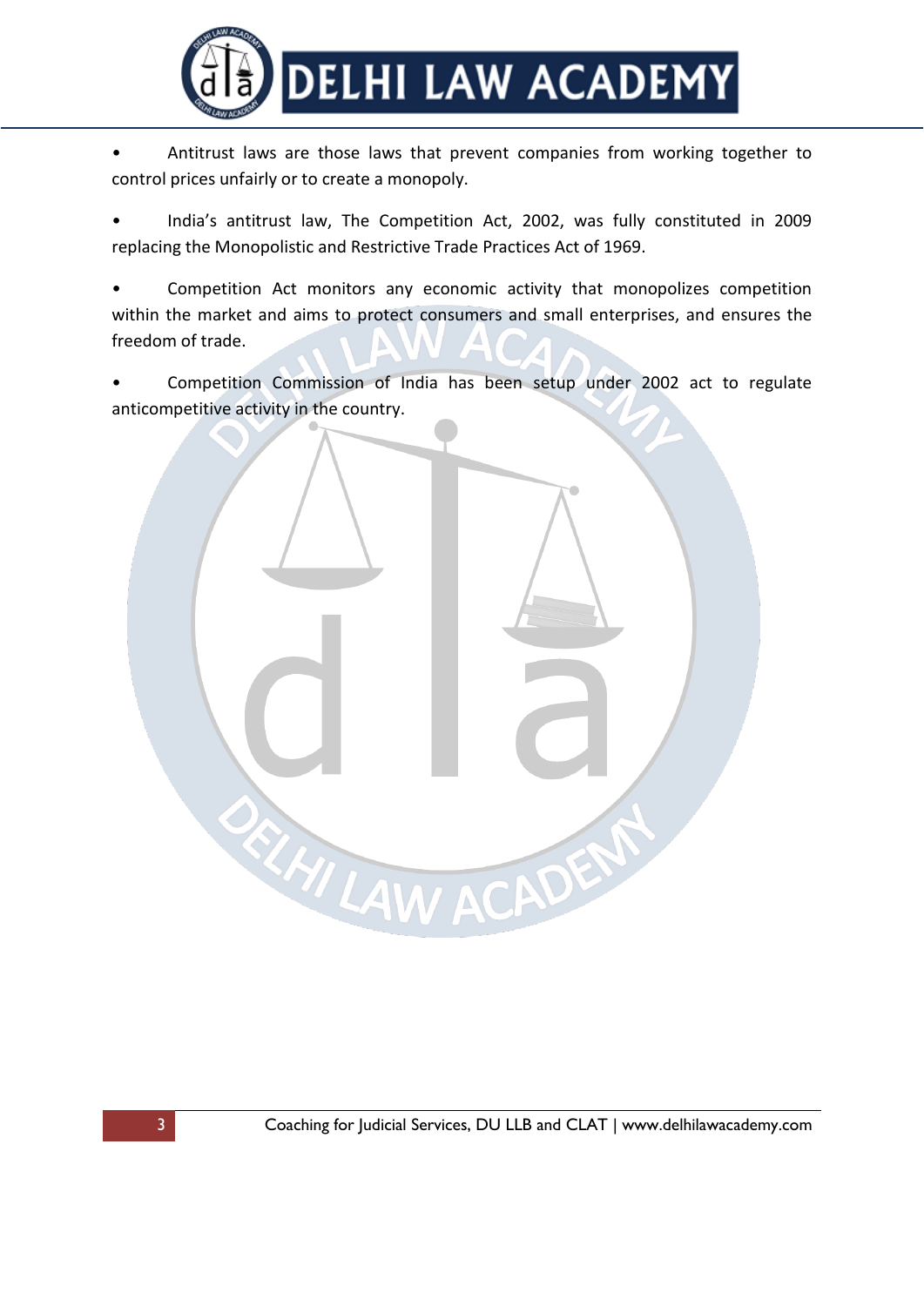- Antitrust laws are those laws that prevent companies from working together to control prices unfairly or to create a monopoly.

- India's antitrust law, The Competition Act, 2002, was fully constituted in 2009 replacing the Monopolistic and Restrictive Trade Practices Act of 1969.

- Competition Act monitors any economic activity that monopolizes competition within the market and aims to protect consumers and small enterprises, and ensures the freedom of trade.

- Competition Commission of India has been setup under 2002 act to regulate anticompetitive activity in the country.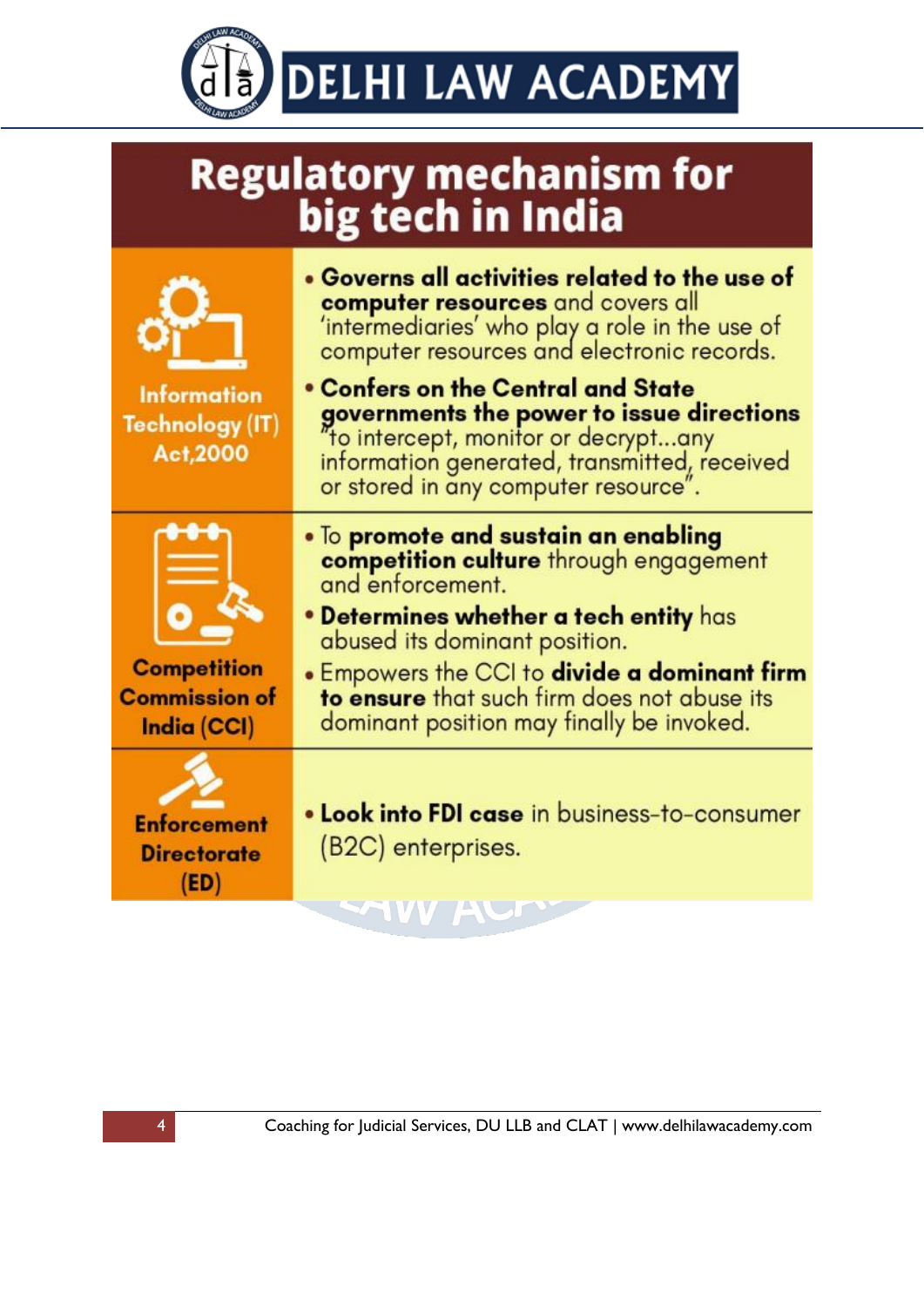# Regulatory mechanism for big tech in India

| Body | Role |
| --- | --- |
| **Information Technology (IT) Act,2000** | • **Governs all activities related to the use of computer resources** and covers all 'intermediaries' who play a role in the use of computer resources and electronic records.<br>• **Confers on the Central and State governments the power to issue directions** "to intercept, monitor or decrypt...any information generated, transmitted, received or stored in any computer resource". |
| **Competition Commission of India (CCI)** | • To **promote and sustain an enabling competition culture** through engagement and enforcement.<br>• **Determines whether a tech entity** has abused its dominant position.<br>• Empowers the CCI to **divide a dominant firm to ensure** that such firm does not abuse its dominant position may finally be invoked. |
| **Enforcement Directorate (ED)** | • **Look into FDI case** in business-to-consumer (B2C) enterprises. |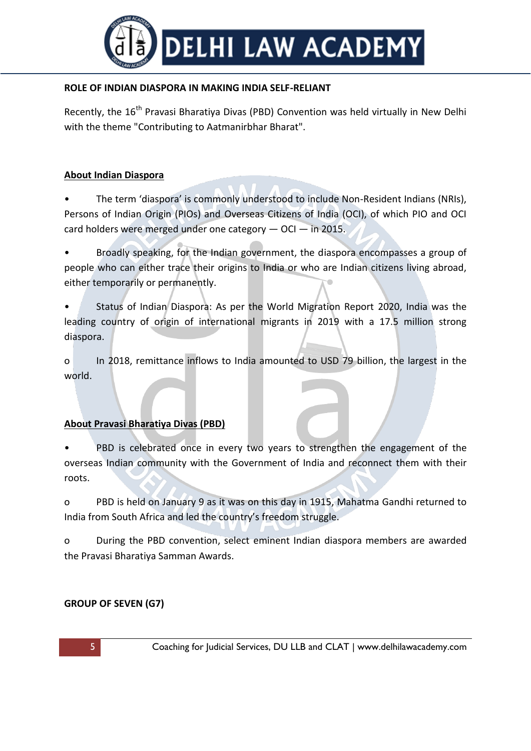**ROLE OF INDIAN DIASPORA IN MAKING INDIA SELF-RELIANT**

Recently, the 16th Pravasi Bharatiya Divas (PBD) Convention was held virtually in New Delhi with the theme "Contributing to Aatmanirbhar Bharat".

**About Indian Diaspora**

- The term 'diaspora' is commonly understood to include Non-Resident Indians (NRIs), Persons of Indian Origin (PIOs) and Overseas Citizens of India (OCI), of which PIO and OCI card holders were merged under one category — OCI — in 2015.
- Broadly speaking, for the Indian government, the diaspora encompasses a group of people who can either trace their origins to India or who are Indian citizens living abroad, either temporarily or permanently.
- Status of Indian Diaspora: As per the World Migration Report 2020, India was the leading country of origin of international migrants in 2019 with a 17.5 million strong diaspora.
    - In 2018, remittance inflows to India amounted to USD 79 billion, the largest in the world.

**About Pravasi Bharatiya Divas (PBD)**

- PBD is celebrated once in every two years to strengthen the engagement of the overseas Indian community with the Government of India and reconnect them with their roots.
    - PBD is held on January 9 as it was on this day in 1915, Mahatma Gandhi returned to India from South Africa and led the country's freedom struggle.
    - During the PBD convention, select eminent Indian diaspora members are awarded the Pravasi Bharatiya Samman Awards.

**GROUP OF SEVEN (G7)**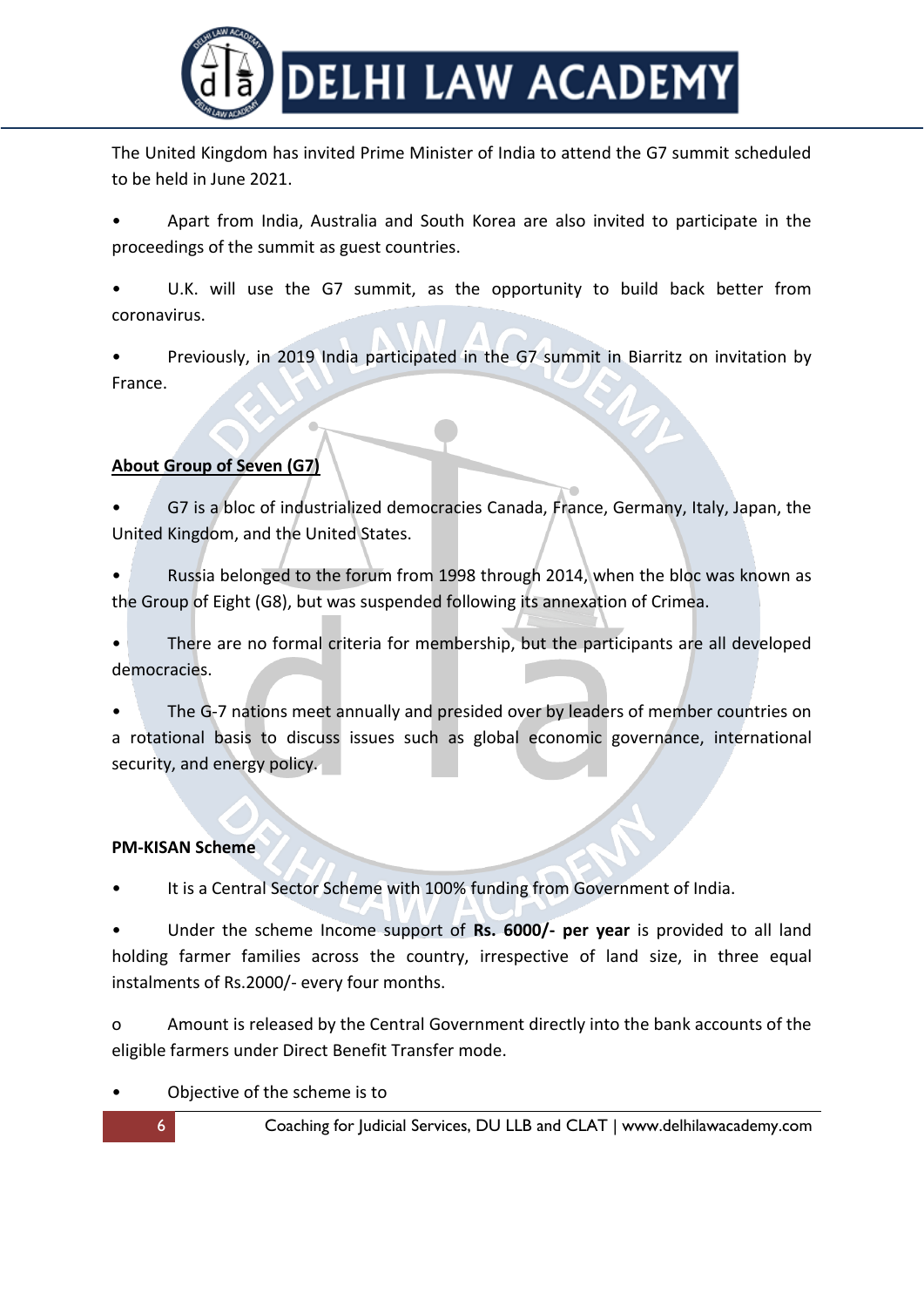The United Kingdom has invited Prime Minister of India to attend the G7 summit scheduled to be held in June 2021.

- Apart from India, Australia and South Korea are also invited to participate in the proceedings of the summit as guest countries.
- U.K. will use the G7 summit, as the opportunity to build back better from coronavirus.
- Previously, in 2019 India participated in the G7 summit in Biarritz on invitation by France.

**<u>About Group of Seven (G7)</u>**

- G7 is a bloc of industrialized democracies Canada, France, Germany, Italy, Japan, the United Kingdom, and the United States.
- Russia belonged to the forum from 1998 through 2014, when the bloc was known as the Group of Eight (G8), but was suspended following its annexation of Crimea.
- There are no formal criteria for membership, but the participants are all developed democracies.
- The G-7 nations meet annually and presided over by leaders of member countries on a rotational basis to discuss issues such as global economic governance, international security, and energy policy.

**PM-KISAN Scheme**

- It is a Central Sector Scheme with 100% funding from Government of India.
- Under the scheme Income support of **Rs. 6000/- per year** is provided to all land holding farmer families across the country, irrespective of land size, in three equal instalments of Rs.2000/- every four months.
  - Amount is released by the Central Government directly into the bank accounts of the eligible farmers under Direct Benefit Transfer mode.
- Objective of the scheme is to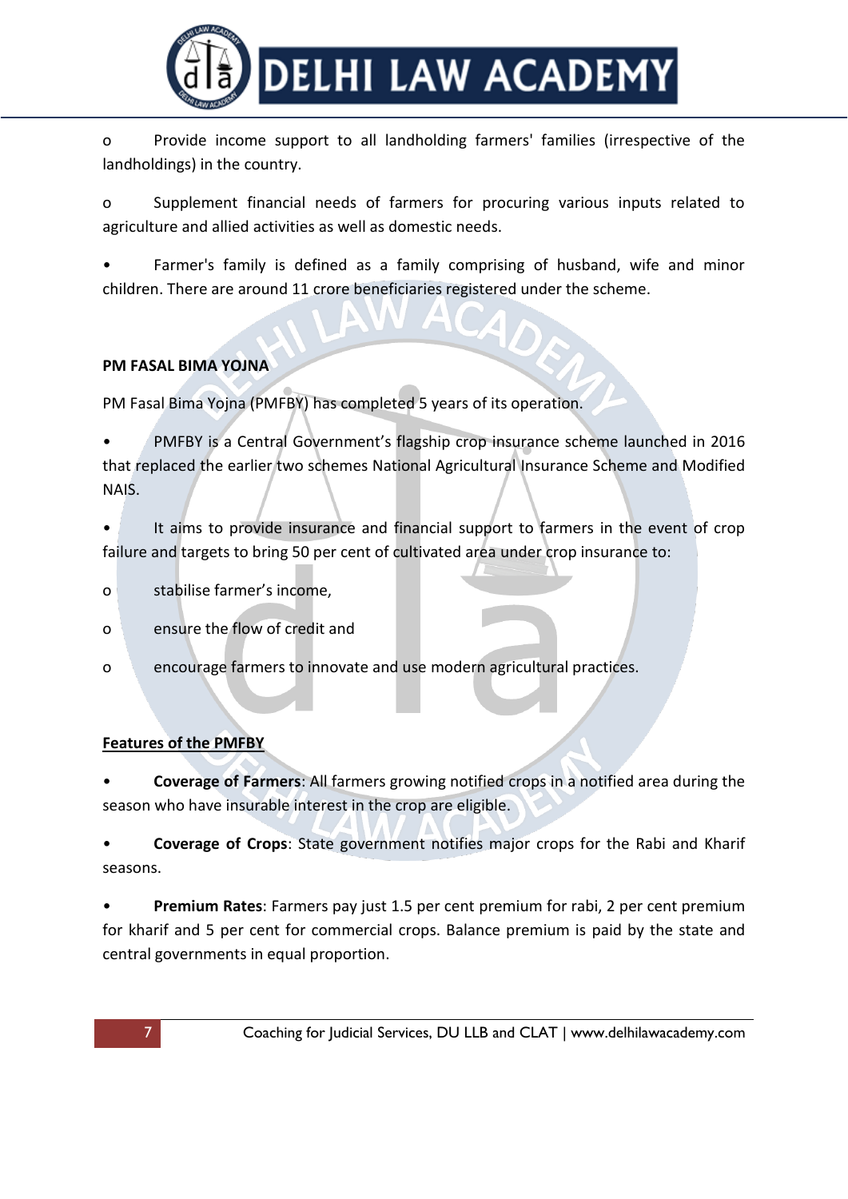- Provide income support to all landholding farmers' families (irrespective of the landholdings) in the country.
- Supplement financial needs of farmers for procuring various inputs related to agriculture and allied activities as well as domestic needs.

- Farmer's family is defined as a family comprising of husband, wife and minor children. There are around 11 crore beneficiaries registered under the scheme.

**PM FASAL BIMA YOJNA**

PM Fasal Bima Yojna (PMFBY) has completed 5 years of its operation.

- PMFBY is a Central Government's flagship crop insurance scheme launched in 2016 that replaced the earlier two schemes National Agricultural Insurance Scheme and Modified NAIS.
- It aims to provide insurance and financial support to farmers in the event of crop failure and targets to bring 50 per cent of cultivated area under crop insurance to:
  - stabilise farmer's income,
  - ensure the flow of credit and
  - encourage farmers to innovate and use modern agricultural practices.

**Features of the PMFBY**

- **Coverage of Farmers**: All farmers growing notified crops in a notified area during the season who have insurable interest in the crop are eligible.
- **Coverage of Crops**: State government notifies major crops for the Rabi and Kharif seasons.
- **Premium Rates**: Farmers pay just 1.5 per cent premium for rabi, 2 per cent premium for kharif and 5 per cent for commercial crops. Balance premium is paid by the state and central governments in equal proportion.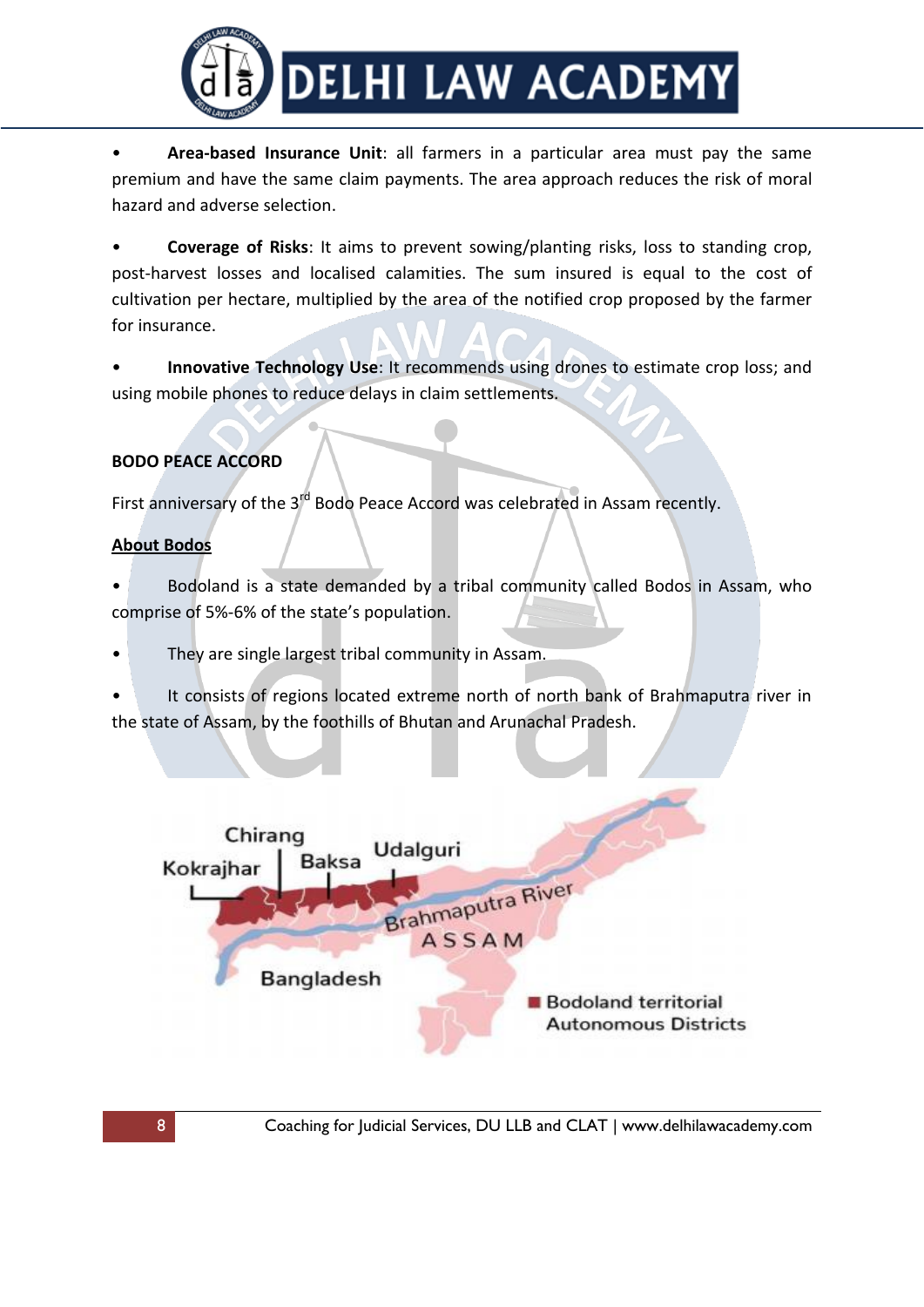- **Area-based Insurance Unit**: all farmers in a particular area must pay the same premium and have the same claim payments. The area approach reduces the risk of moral hazard and adverse selection.

- **Coverage of Risks**: It aims to prevent sowing/planting risks, loss to standing crop, post-harvest losses and localised calamities. The sum insured is equal to the cost of cultivation per hectare, multiplied by the area of the notified crop proposed by the farmer for insurance.

- **Innovative Technology Use**: It recommends using drones to estimate crop loss; and using mobile phones to reduce delays in claim settlements.

**BODO PEACE ACCORD**

First anniversary of the 3rd Bodo Peace Accord was celebrated in Assam recently.

**<u>About Bodos</u>**

- Bodoland is a state demanded by a tribal community called Bodos in Assam, who comprise of 5%-6% of the state's population.

- They are single largest tribal community in Assam.

- It consists of regions located extreme north of north bank of Brahmaputra river in the state of Assam, by the foothills of Bhutan and Arunachal Pradesh.

Chirang, Kokrajhar, Baksa, Udalguri, Brahmaputra River, ASSAM, Bangladesh

Bodoland territorial Autonomous Districts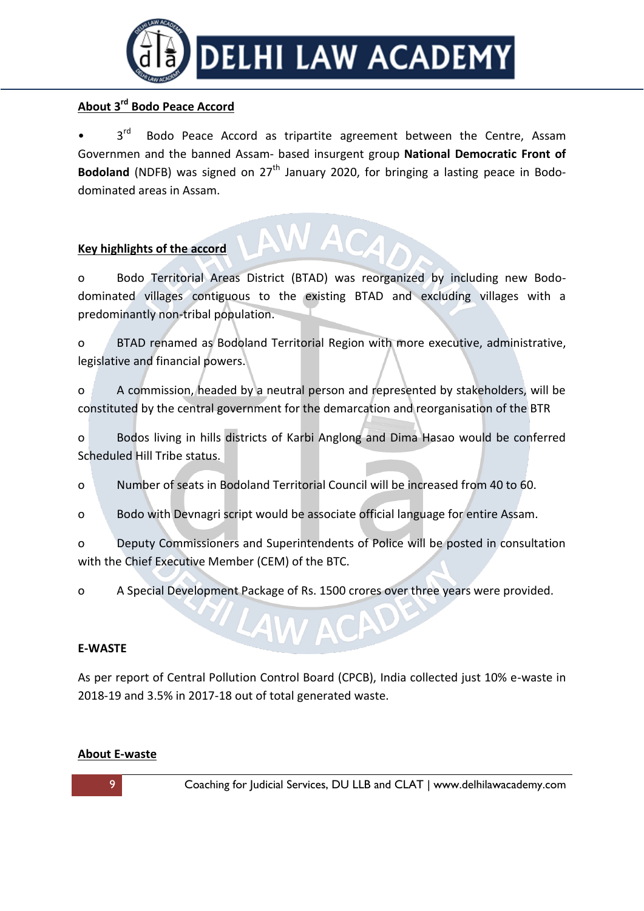## About 3rd Bodo Peace Accord

- 3rd Bodo Peace Accord as tripartite agreement between the Centre, Assam Governmen and the banned Assam- based insurgent group **National Democratic Front of Bodoland** (NDFB) was signed on 27th January 2020, for bringing a lasting peace in Bodo-dominated areas in Assam.

## Key highlights of the accord

- Bodo Territorial Areas District (BTAD) was reorganized by including new Bodo-dominated villages contiguous to the existing BTAD and excluding villages with a predominantly non-tribal population.
- BTAD renamed as Bodoland Territorial Region with more executive, administrative, legislative and financial powers.
- A commission, headed by a neutral person and represented by stakeholders, will be constituted by the central government for the demarcation and reorganisation of the BTR
- Bodos living in hills districts of Karbi Anglong and Dima Hasao would be conferred Scheduled Hill Tribe status.
- Number of seats in Bodoland Territorial Council will be increased from 40 to 60.
- Bodo with Devnagri script would be associate official language for entire Assam.
- Deputy Commissioners and Superintendents of Police will be posted in consultation with the Chief Executive Member (CEM) of the BTC.
- A Special Development Package of Rs. 1500 crores over three years were provided.

## E-WASTE

As per report of Central Pollution Control Board (CPCB), India collected just 10% e-waste in 2018-19 and 3.5% in 2017-18 out of total generated waste.

## About E-waste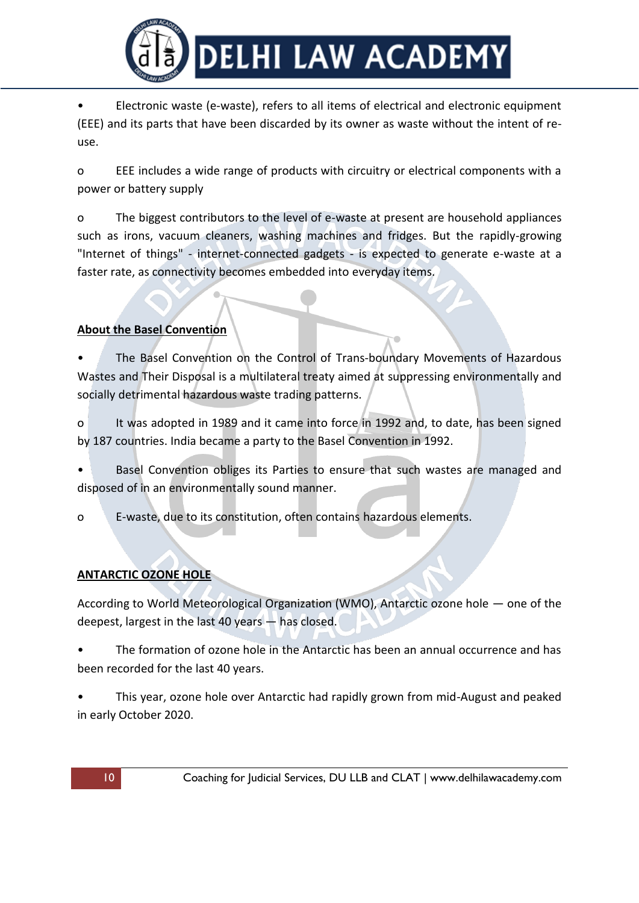- Electronic waste (e-waste), refers to all items of electrical and electronic equipment (EEE) and its parts that have been discarded by its owner as waste without the intent of re-use.
  - EEE includes a wide range of products with circuitry or electrical components with a power or battery supply
  - The biggest contributors to the level of e-waste at present are household appliances such as irons, vacuum cleaners, washing machines and fridges. But the rapidly-growing "Internet of things" - internet-connected gadgets - is expected to generate e-waste at a faster rate, as connectivity becomes embedded into everyday items.

**About the Basel Convention**

- The Basel Convention on the Control of Trans-boundary Movements of Hazardous Wastes and Their Disposal is a multilateral treaty aimed at suppressing environmentally and socially detrimental hazardous waste trading patterns.
  - It was adopted in 1989 and it came into force in 1992 and, to date, has been signed by 187 countries. India became a party to the Basel Convention in 1992.
- Basel Convention obliges its Parties to ensure that such wastes are managed and disposed of in an environmentally sound manner.
  - E-waste, due to its constitution, often contains hazardous elements.

## ANTARCTIC OZONE HOLE

According to World Meteorological Organization (WMO), Antarctic ozone hole — one of the deepest, largest in the last 40 years — has closed.

- The formation of ozone hole in the Antarctic has been an annual occurrence and has been recorded for the last 40 years.
- This year, ozone hole over Antarctic had rapidly grown from mid-August and peaked in early October 2020.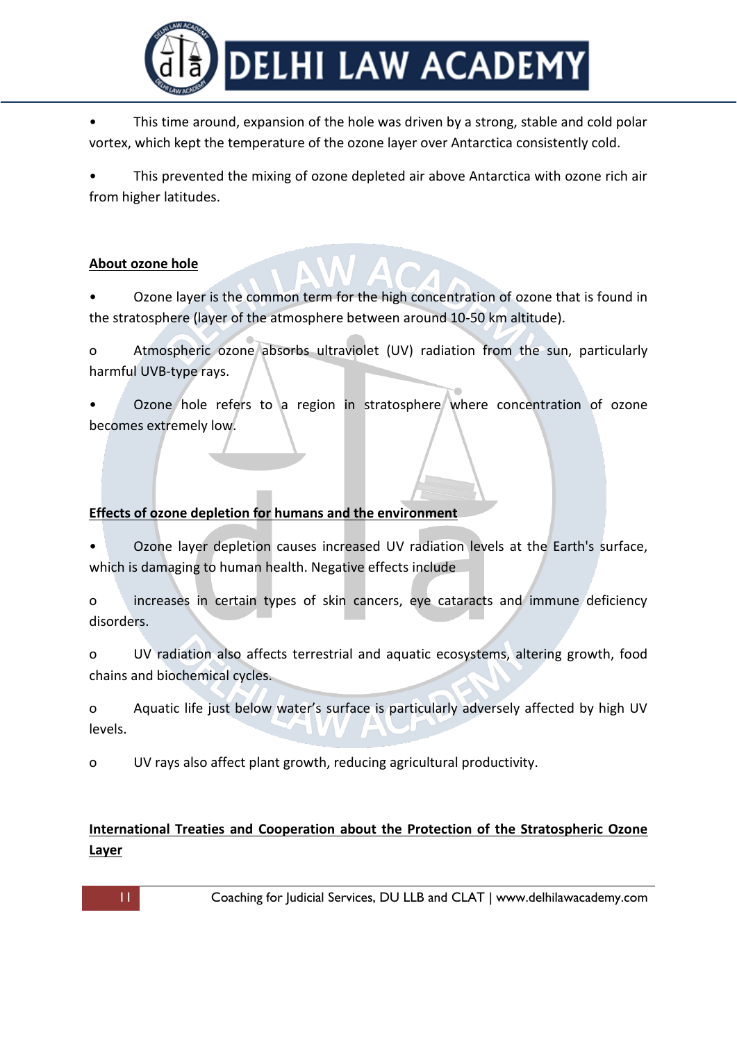- This time around, expansion of the hole was driven by a strong, stable and cold polar vortex, which kept the temperature of the ozone layer over Antarctica consistently cold.
- This prevented the mixing of ozone depleted air above Antarctica with ozone rich air from higher latitudes.

**<u>About ozone hole</u>**

- Ozone layer is the common term for the high concentration of ozone that is found in the stratosphere (layer of the atmosphere between around 10-50 km altitude).
  - o Atmospheric ozone absorbs ultraviolet (UV) radiation from the sun, particularly harmful UVB-type rays.
- Ozone hole refers to a region in stratosphere where concentration of ozone becomes extremely low.

**<u>Effects of ozone depletion for humans and the environment</u>**

- Ozone layer depletion causes increased UV radiation levels at the Earth's surface, which is damaging to human health. Negative effects include
  - o increases in certain types of skin cancers, eye cataracts and immune deficiency disorders.
  - o UV radiation also affects terrestrial and aquatic ecosystems, altering growth, food chains and biochemical cycles.
  - o Aquatic life just below water's surface is particularly adversely affected by high UV levels.
  - o UV rays also affect plant growth, reducing agricultural productivity.

**<u>International Treaties and Cooperation about the Protection of the Stratospheric Ozone Layer</u>**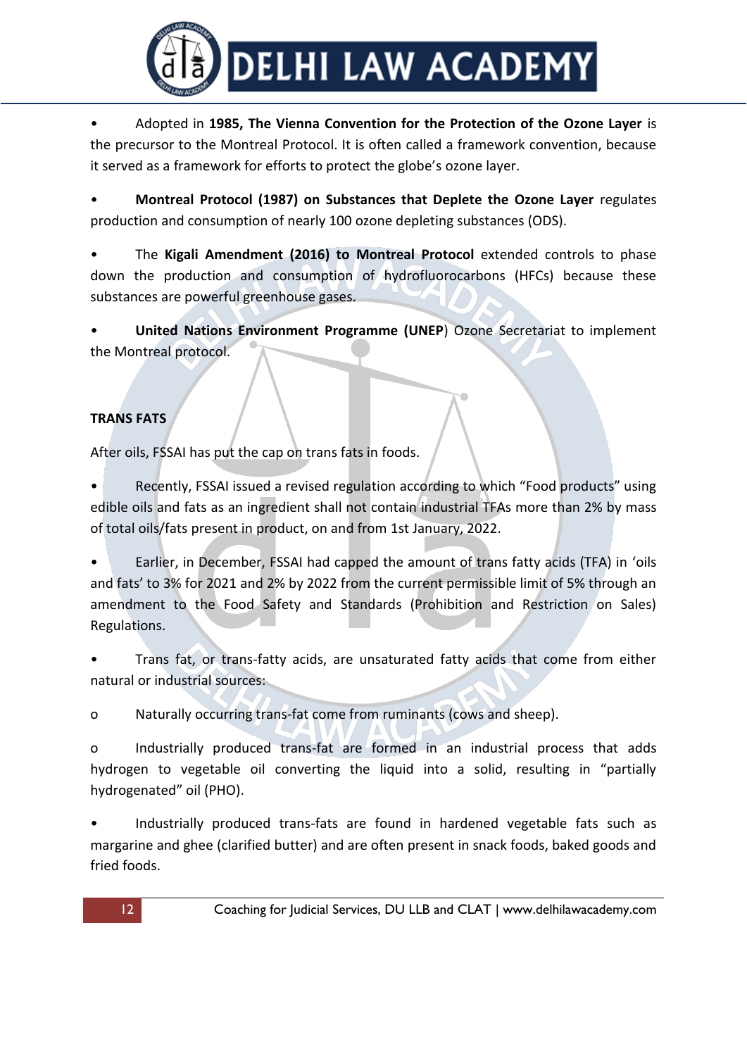- Adopted in **1985, The Vienna Convention for the Protection of the Ozone Layer** is the precursor to the Montreal Protocol. It is often called a framework convention, because it served as a framework for efforts to protect the globe's ozone layer.

- **Montreal Protocol (1987) on Substances that Deplete the Ozone Layer** regulates production and consumption of nearly 100 ozone depleting substances (ODS).

- The **Kigali Amendment (2016) to Montreal Protocol** extended controls to phase down the production and consumption of hydrofluorocarbons (HFCs) because these substances are powerful greenhouse gases.

- **United Nations Environment Programme (UNEP**) Ozone Secretariat to implement the Montreal protocol.

**TRANS FATS**

After oils, FSSAI has put the cap on trans fats in foods.

- Recently, FSSAI issued a revised regulation according to which "Food products" using edible oils and fats as an ingredient shall not contain industrial TFAs more than 2% by mass of total oils/fats present in product, on and from 1st January, 2022.

- Earlier, in December, FSSAI had capped the amount of trans fatty acids (TFA) in 'oils and fats' to 3% for 2021 and 2% by 2022 from the current permissible limit of 5% through an amendment to the Food Safety and Standards (Prohibition and Restriction on Sales) Regulations.

- Trans fat, or trans-fatty acids, are unsaturated fatty acids that come from either natural or industrial sources:

  - Naturally occurring trans-fat come from ruminants (cows and sheep).

  - Industrially produced trans-fat are formed in an industrial process that adds hydrogen to vegetable oil converting the liquid into a solid, resulting in "partially hydrogenated" oil (PHO).

- Industrially produced trans-fats are found in hardened vegetable fats such as margarine and ghee (clarified butter) and are often present in snack foods, baked goods and fried foods.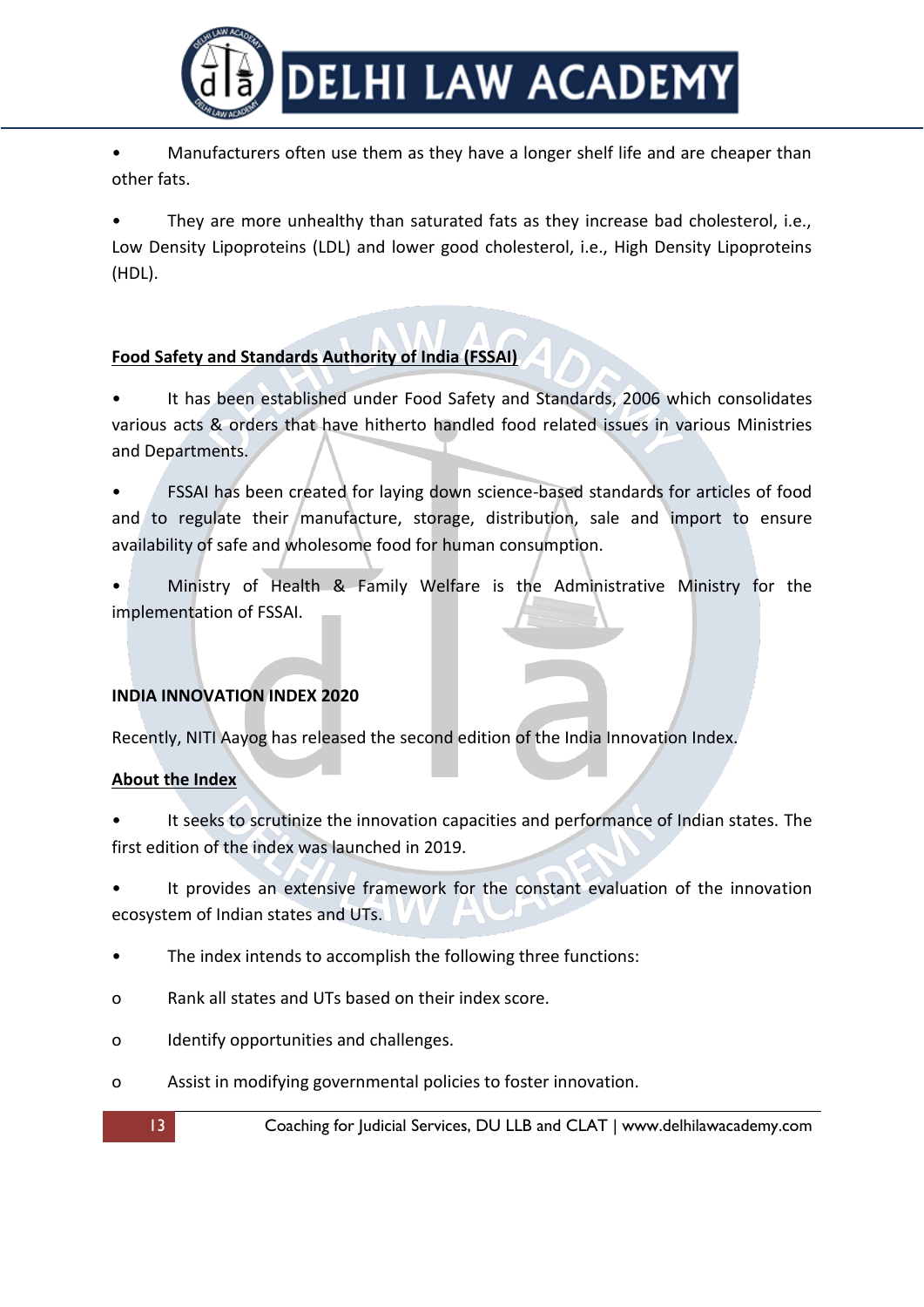- Manufacturers often use them as they have a longer shelf life and are cheaper than other fats.

- They are more unhealthy than saturated fats as they increase bad cholesterol, i.e., Low Density Lipoproteins (LDL) and lower good cholesterol, i.e., High Density Lipoproteins (HDL).

**Food Safety and Standards Authority of India (FSSAI)**

- It has been established under Food Safety and Standards, 2006 which consolidates various acts & orders that have hitherto handled food related issues in various Ministries and Departments.

- FSSAI has been created for laying down science-based standards for articles of food and to regulate their manufacture, storage, distribution, sale and import to ensure availability of safe and wholesome food for human consumption.

- Ministry of Health & Family Welfare is the Administrative Ministry for the implementation of FSSAI.

## INDIA INNOVATION INDEX 2020

Recently, NITI Aayog has released the second edition of the India Innovation Index.

**About the Index**

- It seeks to scrutinize the innovation capacities and performance of Indian states. The first edition of the index was launched in 2019.

- It provides an extensive framework for the constant evaluation of the innovation ecosystem of Indian states and UTs.

- The index intends to accomplish the following three functions:
  - Rank all states and UTs based on their index score.
  - Identify opportunities and challenges.
  - Assist in modifying governmental policies to foster innovation.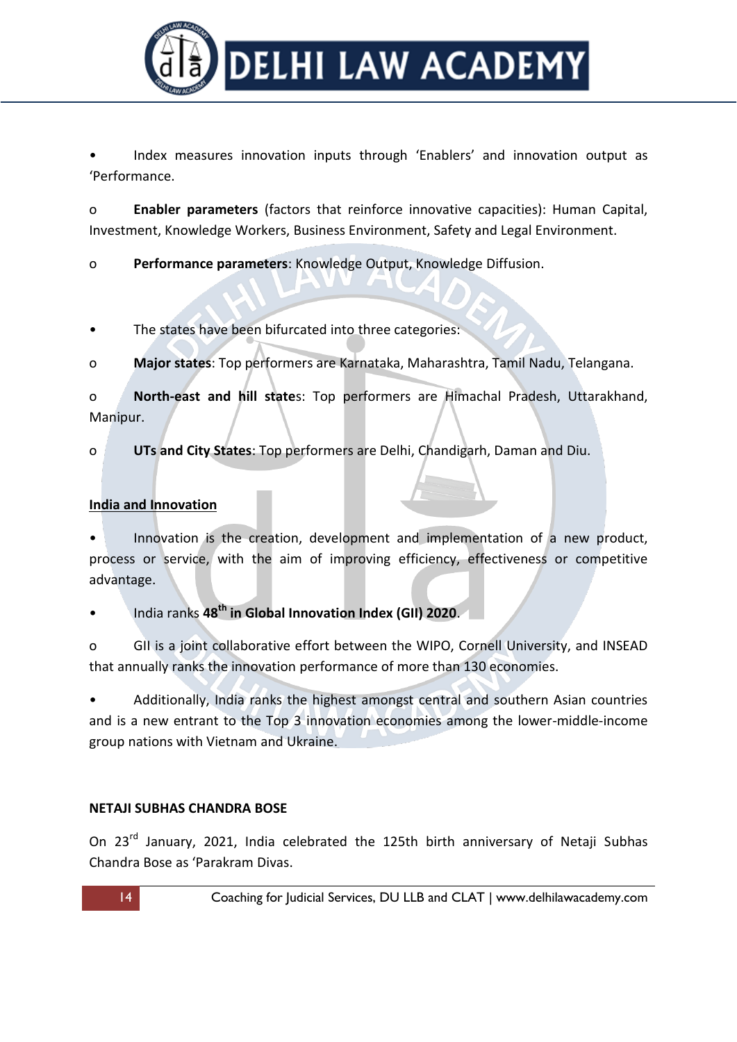- Index measures innovation inputs through 'Enablers' and innovation output as 'Performance.
  - **Enabler parameters** (factors that reinforce innovative capacities): Human Capital, Investment, Knowledge Workers, Business Environment, Safety and Legal Environment.
  - **Performance parameters**: Knowledge Output, Knowledge Diffusion.

- The states have been bifurcated into three categories:
  - **Major states**: Top performers are Karnataka, Maharashtra, Tamil Nadu, Telangana.
  - **North-east and hill states**: Top performers are Himachal Pradesh, Uttarakhand, Manipur.
  - **UTs and City States**: Top performers are Delhi, Chandigarh, Daman and Diu.

**India and Innovation**

- Innovation is the creation, development and implementation of a new product, process or service, with the aim of improving efficiency, effectiveness or competitive advantage.
- India ranks **48th in Global Innovation Index (GII) 2020**.
  - GII is a joint collaborative effort between the WIPO, Cornell University, and INSEAD that annually ranks the innovation performance of more than 130 economies.
- Additionally, India ranks the highest amongst central and southern Asian countries and is a new entrant to the Top 3 innovation economies among the lower-middle-income group nations with Vietnam and Ukraine.

**NETAJI SUBHAS CHANDRA BOSE**

On 23rd January, 2021, India celebrated the 125th birth anniversary of Netaji Subhas Chandra Bose as 'Parakram Divas.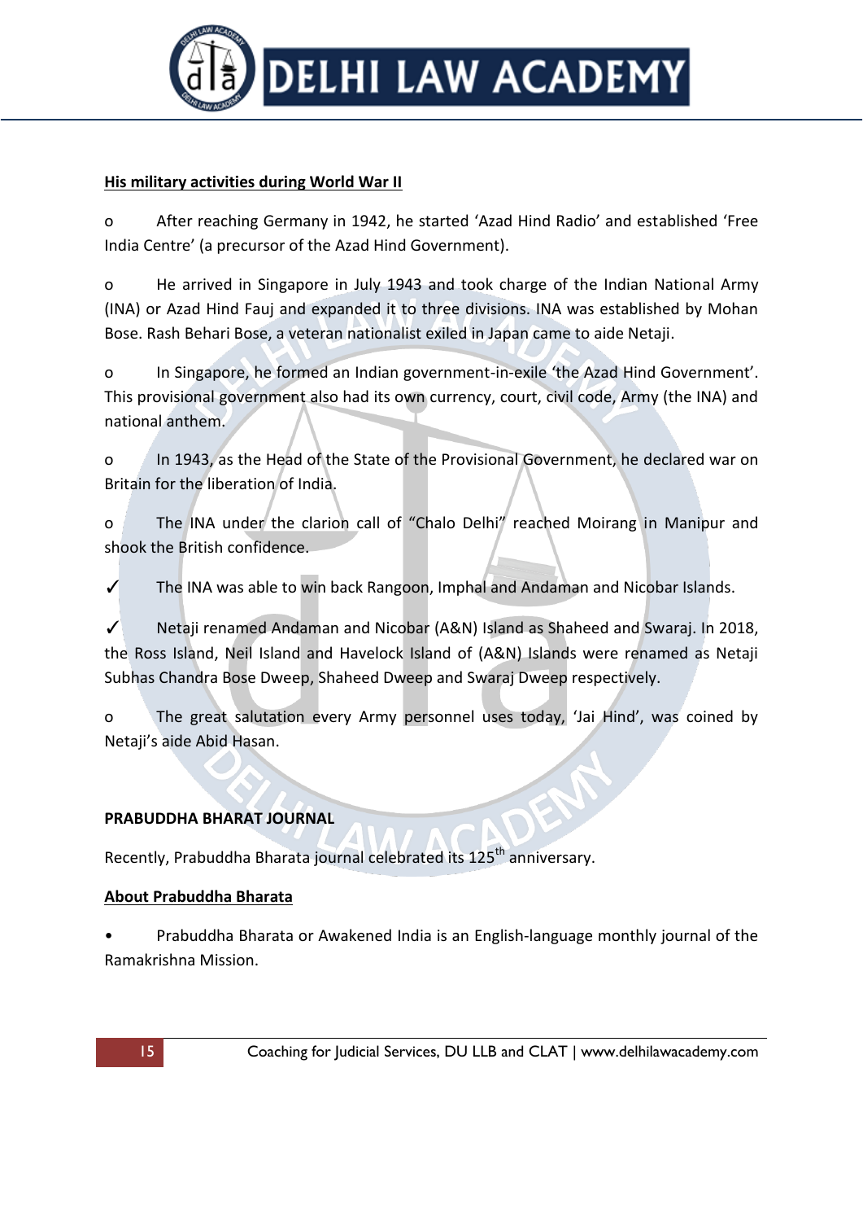**His military activities during World War II**

- After reaching Germany in 1942, he started 'Azad Hind Radio' and established 'Free India Centre' (a precursor of the Azad Hind Government).

- He arrived in Singapore in July 1943 and took charge of the Indian National Army (INA) or Azad Hind Fauj and expanded it to three divisions. INA was established by Mohan Bose. Rash Behari Bose, a veteran nationalist exiled in Japan came to aide Netaji.

- In Singapore, he formed an Indian government-in-exile 'the Azad Hind Government'. This provisional government also had its own currency, court, civil code, Army (the INA) and national anthem.

- In 1943, as the Head of the State of the Provisional Government, he declared war on Britain for the liberation of India.

- The INA under the clarion call of "Chalo Delhi" reached Moirang in Manipur and shook the British confidence.

✓ The INA was able to win back Rangoon, Imphal and Andaman and Nicobar Islands.

✓ Netaji renamed Andaman and Nicobar (A&N) Island as Shaheed and Swaraj. In 2018, the Ross Island, Neil Island and Havelock Island of (A&N) Islands were renamed as Netaji Subhas Chandra Bose Dweep, Shaheed Dweep and Swaraj Dweep respectively.

- The great salutation every Army personnel uses today, 'Jai Hind', was coined by Netaji's aide Abid Hasan.

**PRABUDDHA BHARAT JOURNAL**

Recently, Prabuddha Bharata journal celebrated its 125th anniversary.

**About Prabuddha Bharata**

- Prabuddha Bharata or Awakened India is an English-language monthly journal of the Ramakrishna Mission.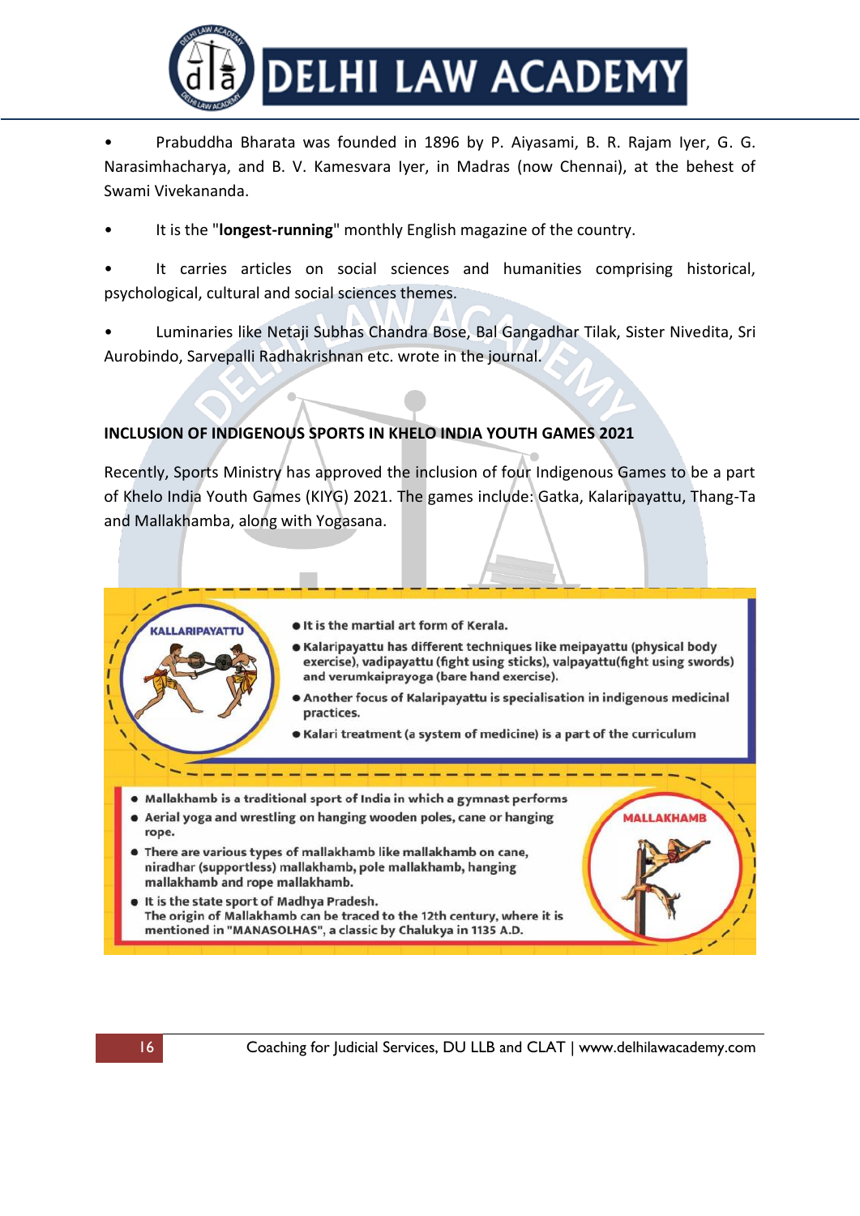- Prabuddha Bharata was founded in 1896 by P. Aiyasami, B. R. Rajam Iyer, G. G. Narasimhacharya, and B. V. Kamesvara Iyer, in Madras (now Chennai), at the behest of Swami Vivekananda.
- It is the "**longest-running**" monthly English magazine of the country.
- It carries articles on social sciences and humanities comprising historical, psychological, cultural and social sciences themes.
- Luminaries like Netaji Subhas Chandra Bose, Bal Gangadhar Tilak, Sister Nivedita, Sri Aurobindo, Sarvepalli Radhakrishnan etc. wrote in the journal.

## INCLUSION OF INDIGENOUS SPORTS IN KHELO INDIA YOUTH GAMES 2021

Recently, Sports Ministry has approved the inclusion of four Indigenous Games to be a part of Khelo India Youth Games (KIYG) 2021. The games include: Gatka, Kalaripayattu, Thang-Ta and Mallakhamba, along with Yogasana.

**KALLARIPAYATTU**

- It is the martial art form of Kerala.
- Kalaripayattu has different techniques like meipayattu (physical body exercise), vadipayattu (fight using sticks), valpayattu(fight using swords) and verumkaiprayoga (bare hand exercise).
- Another focus of Kalaripayattu is specialisation in indigenous medicinal practices.
- Kalari treatment (a system of medicine) is a part of the curriculum

**MALLAKHAMB**

- Mallakhamb is a traditional sport of India in which a gymnast performs
- Aerial yoga and wrestling on hanging wooden poles, cane or hanging rope.
- There are various types of mallakhamb like mallakhamb on cane, niradhar (supportless) mallakhamb, pole mallakhamb, hanging mallakhamb and rope mallakhamb.
- It is the state sport of Madhya Pradesh.
  The origin of Mallakhamb can be traced to the 12th century, where it is mentioned in "MANASOLHAS", a classic by Chalukya in 1135 A.D.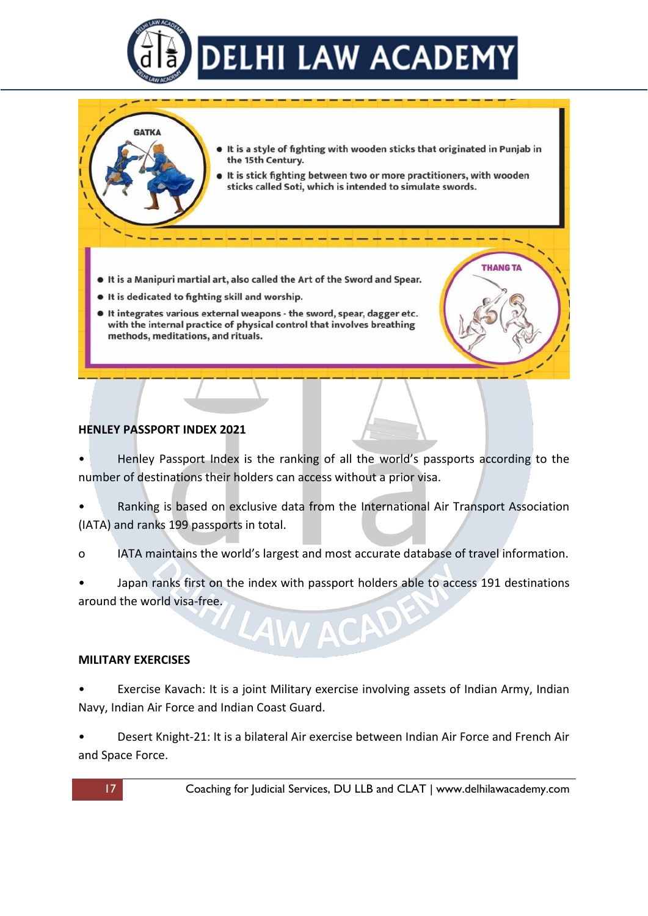**GATKA**

- It is a style of fighting with wooden sticks that originated in Punjab in the 15th Century.
- It is stick fighting between two or more practitioners, with wooden sticks called Soti, which is intended to simulate swords.

**THANG TA**

- It is a Manipuri martial art, also called the Art of the Sword and Spear.
- It is dedicated to fighting skill and worship.
- It integrates various external weapons - the sword, spear, dagger etc. with the internal practice of physical control that involves breathing methods, meditations, and rituals.

**HENLEY PASSPORT INDEX 2021**

- Henley Passport Index is the ranking of all the world's passports according to the number of destinations their holders can access without a prior visa.
- Ranking is based on exclusive data from the International Air Transport Association (IATA) and ranks 199 passports in total.
    - IATA maintains the world's largest and most accurate database of travel information.
- Japan ranks first on the index with passport holders able to access 191 destinations around the world visa-free.

**MILITARY EXERCISES**

- Exercise Kavach: It is a joint Military exercise involving assets of Indian Army, Indian Navy, Indian Air Force and Indian Coast Guard.
- Desert Knight-21: It is a bilateral Air exercise between Indian Air Force and French Air and Space Force.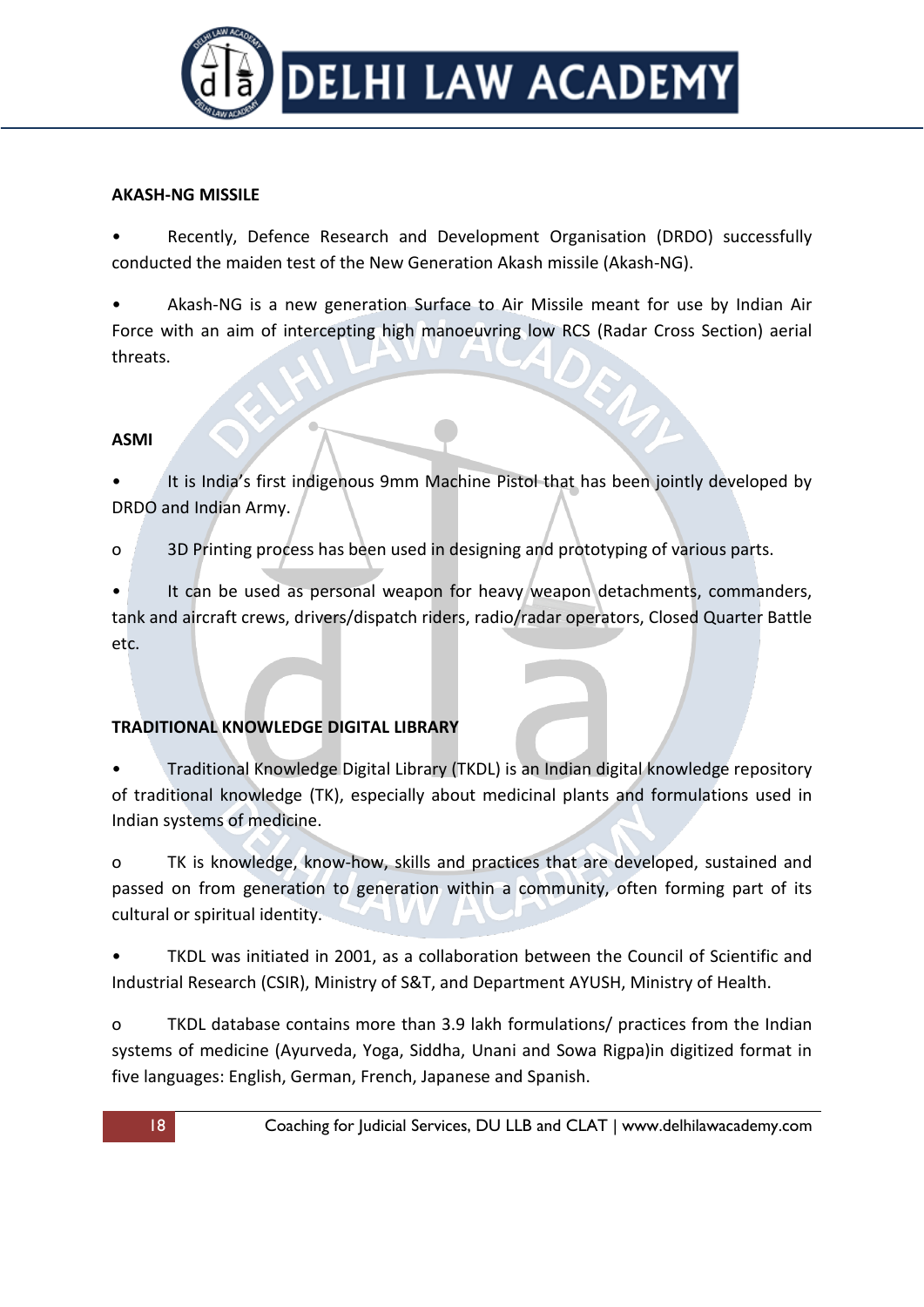**AKASH-NG MISSILE**

- Recently, Defence Research and Development Organisation (DRDO) successfully conducted the maiden test of the New Generation Akash missile (Akash-NG).
- Akash-NG is a new generation Surface to Air Missile meant for use by Indian Air Force with an aim of intercepting high manoeuvring low RCS (Radar Cross Section) aerial threats.

**ASMI**

- It is India's first indigenous 9mm Machine Pistol that has been jointly developed by DRDO and Indian Army.
  - 3D Printing process has been used in designing and prototyping of various parts.
- It can be used as personal weapon for heavy weapon detachments, commanders, tank and aircraft crews, drivers/dispatch riders, radio/radar operators, Closed Quarter Battle etc.

**TRADITIONAL KNOWLEDGE DIGITAL LIBRARY**

- Traditional Knowledge Digital Library (TKDL) is an Indian digital knowledge repository of traditional knowledge (TK), especially about medicinal plants and formulations used in Indian systems of medicine.
  - TK is knowledge, know-how, skills and practices that are developed, sustained and passed on from generation to generation within a community, often forming part of its cultural or spiritual identity.
- TKDL was initiated in 2001, as a collaboration between the Council of Scientific and Industrial Research (CSIR), Ministry of S&T, and Department AYUSH, Ministry of Health.
  - TKDL database contains more than 3.9 lakh formulations/ practices from the Indian systems of medicine (Ayurveda, Yoga, Siddha, Unani and Sowa Rigpa)in digitized format in five languages: English, German, French, Japanese and Spanish.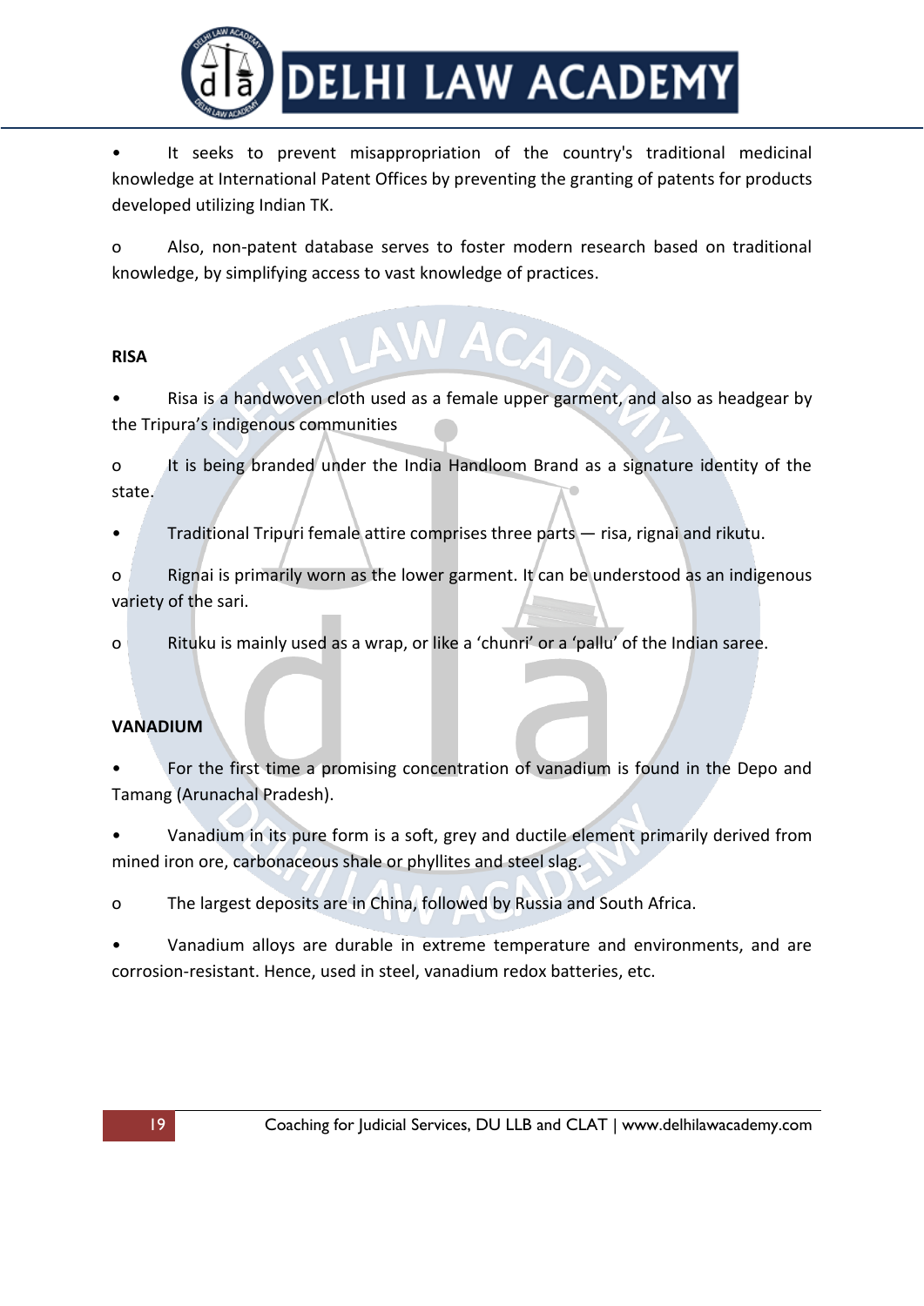- It seeks to prevent misappropriation of the country's traditional medicinal knowledge at International Patent Offices by preventing the granting of patents for products developed utilizing Indian TK.
  - Also, non-patent database serves to foster modern research based on traditional knowledge, by simplifying access to vast knowledge of practices.

**RISA**

- Risa is a handwoven cloth used as a female upper garment, and also as headgear by the Tripura's indigenous communities
  - It is being branded under the India Handloom Brand as a signature identity of the state.
- Traditional Tripuri female attire comprises three parts — risa, rignai and rikutu.
  - Rignai is primarily worn as the lower garment. It can be understood as an indigenous variety of the sari.
  - Rituku is mainly used as a wrap, or like a 'chunri' or a 'pallu' of the Indian saree.

**VANADIUM**

- For the first time a promising concentration of vanadium is found in the Depo and Tamang (Arunachal Pradesh).
- Vanadium in its pure form is a soft, grey and ductile element primarily derived from mined iron ore, carbonaceous shale or phyllites and steel slag.
  - The largest deposits are in China, followed by Russia and South Africa.
- Vanadium alloys are durable in extreme temperature and environments, and are corrosion-resistant. Hence, used in steel, vanadium redox batteries, etc.